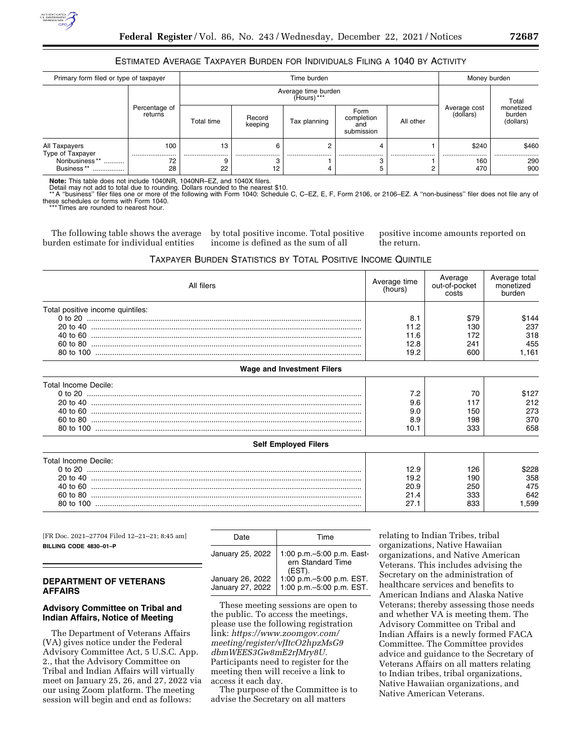## Estimated Average Taxpayer Burden for Individuals Filing a 1040 by Activity

| Primary form filed or type of taxpayer | Percentage of returns | Time burden | | | | | Money burden | |
|---|---|---|---|---|---|---|---|---|
| | | Average time burden (Hours) *** | | | | | Average cost (dollars) | Total monetized burden (dollars) |
| | | Total time | Record keeping | Tax planning | Form completion and submission | All other | | |
| All Taxpayers | 100 | 13 | 6 | 2 | 4 | 1 | $240 | $460 |
| Type of Taxpayer | | | | | | | | |
| Nonbusiness ** | 72 | 9 | 3 | 1 | 3 | 1 | 160 | 290 |
| Business ** | 28 | 22 | 12 | 4 | 5 | 2 | 470 | 900 |

**Note:** This table does not include 1040NR, 1040NR–EZ, and 1040X filers.
Detail may not add to total due to rounding. Dollars rounded to the nearest $10.
** A "business" filer files one or more of the following with Form 1040: Schedule C, C–EZ, E, F, Form 2106, or 2106–EZ. A "non-business" filer does not file any of these schedules or forms with Form 1040.
*** Times are rounded to nearest hour.

The following table shows the average burden estimate for individual entities by total positive income. Total positive income is defined as the sum of all positive income amounts reported on the return.

## Taxpayer Burden Statistics by Total Positive Income Quintile

| All filers | Average time (hours) | Average out-of-pocket costs | Average total monetized burden |
|---|---|---|---|
| Total positive income quintiles: | | | |
| 0 to 20 | 8.1 | $79 | $144 |
| 20 to 40 | 11.2 | 130 | 237 |
| 40 to 60 | 11.6 | 172 | 318 |
| 60 to 80 | 12.8 | 241 | 455 |
| 80 to 100 | 19.2 | 600 | 1,161 |
| **Wage and Investment Filers** | | | |
| Total Income Decile: | | | |
| 0 to 20 | 7.2 | 70 | $127 |
| 20 to 40 | 9.6 | 117 | 212 |
| 40 to 60 | 9.0 | 150 | 273 |
| 60 to 80 | 8.9 | 198 | 370 |
| 80 to 100 | 10.1 | 333 | 658 |
| **Self Employed Filers** | | | |
| Total Income Decile: | | | |
| 0 to 20 | 12.9 | 126 | $228 |
| 20 to 40 | 19.2 | 190 | 358 |
| 40 to 60 | 20.9 | 250 | 475 |
| 60 to 80 | 21.4 | 333 | 642 |
| 80 to 100 | 27.1 | 833 | 1,599 |

[FR Doc. 2021–27704 Filed 12–21–21; 8:45 am]

**BILLING CODE 4830–01–P**

## DEPARTMENT OF VETERANS AFFAIRS

### Advisory Committee on Tribal and Indian Affairs, Notice of Meeting

The Department of Veterans Affairs (VA) gives notice under the Federal Advisory Committee Act, 5 U.S.C. App. 2., that the Advisory Committee on Tribal and Indian Affairs will virtually meet on January 25, 26, and 27, 2022 via our using Zoom platform. The meeting session will begin and end as follows:

| Date | Time |
|---|---|
| January 25, 2022 | 1:00 p.m.–5:00 p.m. Eastern Standard Time (EST). |
| January 26, 2022 | 1:00 p.m.–5:00 p.m. EST. |
| January 27, 2022 | 1:00 p.m.–5:00 p.m. EST. |

These meeting sessions are open to the public. To access the meetings, please use the following registration link: *https://www.zoomgov.com/meeting/register/vJItcO2hpzMsG9dbmWEES3Gw8mE2rJMry8U.* Participants need to register for the meeting then will receive a link to access it each day.

The purpose of the Committee is to advise the Secretary on all matters relating to Indian Tribes, tribal organizations, Native Hawaiian organizations, and Native American Veterans. This includes advising the Secretary on the administration of healthcare services and benefits to American Indians and Alaska Native Veterans; thereby assessing those needs and whether VA is meeting them. The Advisory Committee on Tribal and Indian Affairs is a newly formed FACA Committee. The Committee provides advice and guidance to the Secretary of Veterans Affairs on all matters relating to Indian tribes, tribal organizations, Native Hawaiian organizations, and Native American Veterans.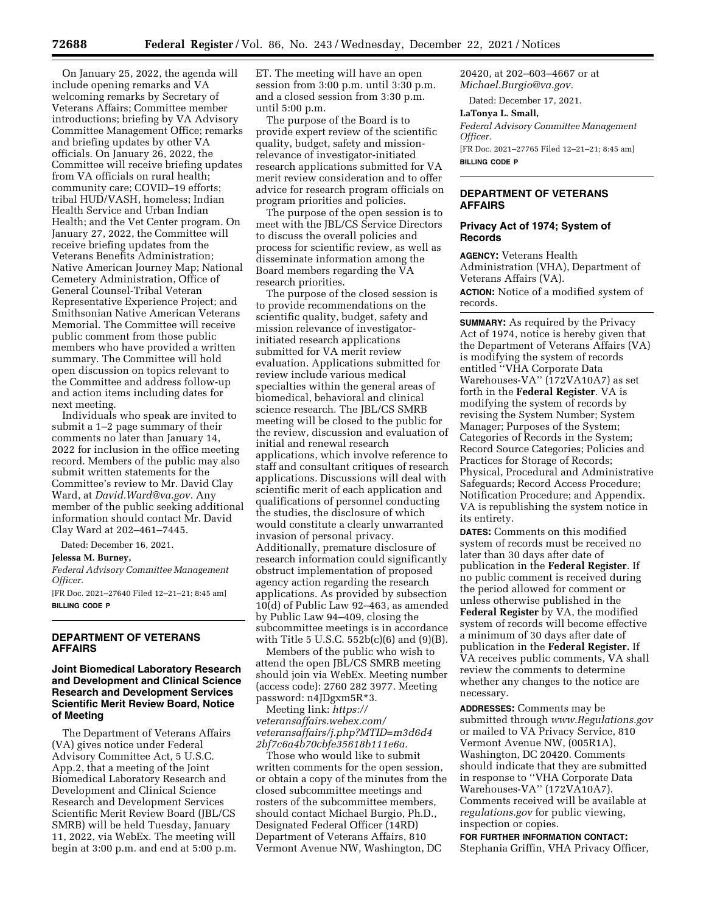On January 25, 2022, the agenda will include opening remarks and VA welcoming remarks by Secretary of Veterans Affairs; Committee member introductions; briefing by VA Advisory Committee Management Office; remarks and briefing updates by other VA officials. On January 26, 2022, the Committee will receive briefing updates from VA officials on rural health; community care; COVID–19 efforts; tribal HUD/VASH, homeless; Indian Health Service and Urban Indian Health; and the Vet Center program. On January 27, 2022, the Committee will receive briefing updates from the Veterans Benefits Administration; Native American Journey Map; National Cemetery Administration, Office of General Counsel-Tribal Veteran Representative Experience Project; and Smithsonian Native American Veterans Memorial. The Committee will receive public comment from those public members who have provided a written summary. The Committee will hold open discussion on topics relevant to the Committee and address follow-up and action items including dates for next meeting.

Individuals who speak are invited to submit a 1–2 page summary of their comments no later than January 14, 2022 for inclusion in the office meeting record. Members of the public may also submit written statements for the Committee's review to Mr. David Clay Ward, at *David.Ward@va.gov*. Any member of the public seeking additional information should contact Mr. David Clay Ward at 202–461–7445.

Dated: December 16, 2021.

**Jelessa M. Burney,**

*Federal Advisory Committee Management Officer.*

[FR Doc. 2021–27640 Filed 12–21–21; 8:45 am]

**BILLING CODE P**

## DEPARTMENT OF VETERANS AFFAIRS

### Joint Biomedical Laboratory Research and Development and Clinical Science Research and Development Services Scientific Merit Review Board, Notice of Meeting

The Department of Veterans Affairs (VA) gives notice under Federal Advisory Committee Act, 5 U.S.C. App.2, that a meeting of the Joint Biomedical Laboratory Research and Development and Clinical Science Research and Development Services Scientific Merit Review Board (JBL/CS SMRB) will be held Tuesday, January 11, 2022, via WebEx. The meeting will begin at 3:00 p.m. and end at 5:00 p.m. ET. The meeting will have an open session from 3:00 p.m. until 3:30 p.m. and a closed session from 3:30 p.m. until 5:00 p.m.

The purpose of the Board is to provide expert review of the scientific quality, budget, safety and mission-relevance of investigator-initiated research applications submitted for VA merit review consideration and to offer advice for research program officials on program priorities and policies.

The purpose of the open session is to meet with the JBL/CS Service Directors to discuss the overall policies and process for scientific review, as well as disseminate information among the Board members regarding the VA research priorities.

The purpose of the closed session is to provide recommendations on the scientific quality, budget, safety and mission relevance of investigator-initiated research applications submitted for VA merit review evaluation. Applications submitted for review include various medical specialties within the general areas of biomedical, behavioral and clinical science research. The JBL/CS SMRB meeting will be closed to the public for the review, discussion and evaluation of initial and renewal research applications, which involve reference to staff and consultant critiques of research applications. Discussions will deal with scientific merit of each application and qualifications of personnel conducting the studies, the disclosure of which would constitute a clearly unwarranted invasion of personal privacy. Additionally, premature disclosure of research information could significantly obstruct implementation of proposed agency action regarding the research applications. As provided by subsection 10(d) of Public Law 92–463, as amended by Public Law 94–409, closing the subcommittee meetings is in accordance with Title 5 U.S.C. 552b(c)(6) and (9)(B).

Members of the public who wish to attend the open JBL/CS SMRB meeting should join via WebEx. Meeting number (access code): 2760 282 3977. Meeting password: n4JDgxm5R*3.

Meeting link: *https://veteransaffairs.webex.com/veteransaffairs/j.php?MTID=m3d6d42bf7c6a4b70cbfe35618b111e6a.*

Those who would like to submit written comments for the open session, or obtain a copy of the minutes from the closed subcommittee meetings and rosters of the subcommittee members, should contact Michael Burgio, Ph.D., Designated Federal Officer (14RD) Department of Veterans Affairs, 810 Vermont Avenue NW, Washington, DC 20420, at 202–603–4667 or at *Michael.Burgio@va.gov.*

Dated: December 17, 2021.

**LaTonya L. Small,**

*Federal Advisory Committee Management Officer.*

[FR Doc. 2021–27765 Filed 12–21–21; 8:45 am]

**BILLING CODE P**

## DEPARTMENT OF VETERANS AFFAIRS

### Privacy Act of 1974; System of Records

**AGENCY:** Veterans Health Administration (VHA), Department of Veterans Affairs (VA).

**ACTION:** Notice of a modified system of records.

**SUMMARY:** As required by the Privacy Act of 1974, notice is hereby given that the Department of Veterans Affairs (VA) is modifying the system of records entitled ''VHA Corporate Data Warehouses-VA'' (172VA10A7) as set forth in the **Federal Register**. VA is modifying the system of records by revising the System Number; System Manager; Purposes of the System; Categories of Records in the System; Record Source Categories; Policies and Practices for Storage of Records; Physical, Procedural and Administrative Safeguards; Record Access Procedure; Notification Procedure; and Appendix. VA is republishing the system notice in its entirety.

**DATES:** Comments on this modified system of records must be received no later than 30 days after date of publication in the **Federal Register**. If no public comment is received during the period allowed for comment or unless otherwise published in the **Federal Register** by VA, the modified system of records will become effective a minimum of 30 days after date of publication in the **Federal Register.** If VA receives public comments, VA shall review the comments to determine whether any changes to the notice are necessary.

**ADDRESSES:** Comments may be submitted through *www.Regulations.gov* or mailed to VA Privacy Service, 810 Vermont Avenue NW, (005R1A), Washington, DC 20420. Comments should indicate that they are submitted in response to ''VHA Corporate Data Warehouses-VA'' (172VA10A7). Comments received will be available at *regulations.gov* for public viewing, inspection or copies.

**FOR FURTHER INFORMATION CONTACT:** Stephania Griffin, VHA Privacy Officer,